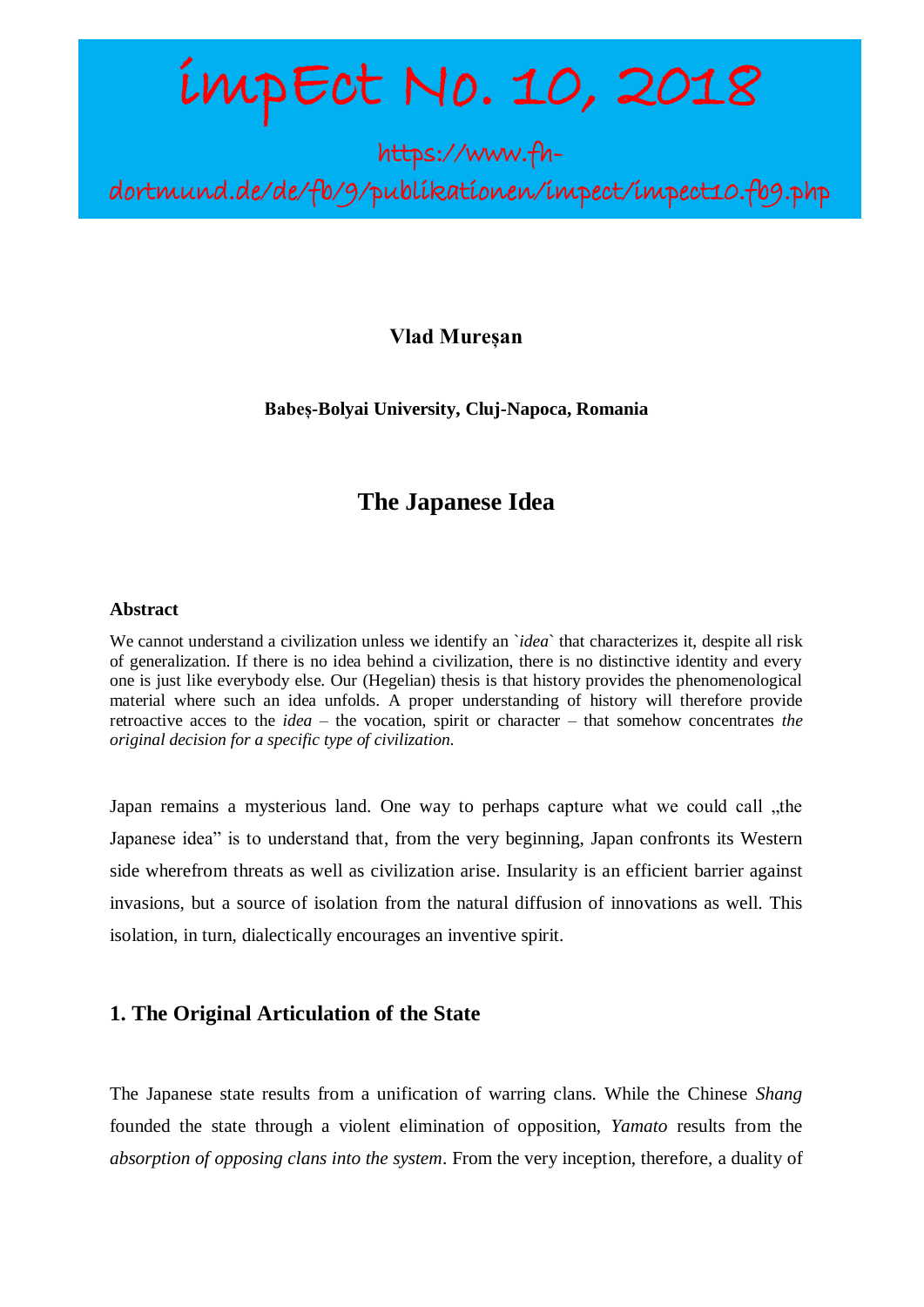# impEct No. 10, 2018

https://www.fh-dortmund.de/de/fb/9/publikationen/impect/impect10.fb9.php

**Vlad Mureșan**

**Babeș-Bolyai University, Cluj-Napoca, Romania**

## The Japanese Idea

### Abstract

We cannot understand a civilization unless we identify an `*idea*` that characterizes it, despite all risk of generalization. If there is no idea behind a civilization, there is no distinctive identity and every one is just like everybody else. Our (Hegelian) thesis is that history provides the phenomenological material where such an idea unfolds. A proper understanding of history will therefore provide retroactive acces to the *idea* – the vocation, spirit or character – that somehow concentrates *the original decision for a specific type of civilization.*

Japan remains a mysterious land. One way to perhaps capture what we could call „the Japanese idea" is to understand that, from the very beginning, Japan confronts its Western side wherefrom threats as well as civilization arise. Insularity is an efficient barrier against invasions, but a source of isolation from the natural diffusion of innovations as well. This isolation, in turn, dialectically encourages an inventive spirit.

## 1. The Original Articulation of the State

The Japanese state results from a unification of warring clans. While the Chinese *Shang* founded the state through a violent elimination of opposition, *Yamato* results from the *absorption of opposing clans into the system*. From the very inception, therefore, a duality of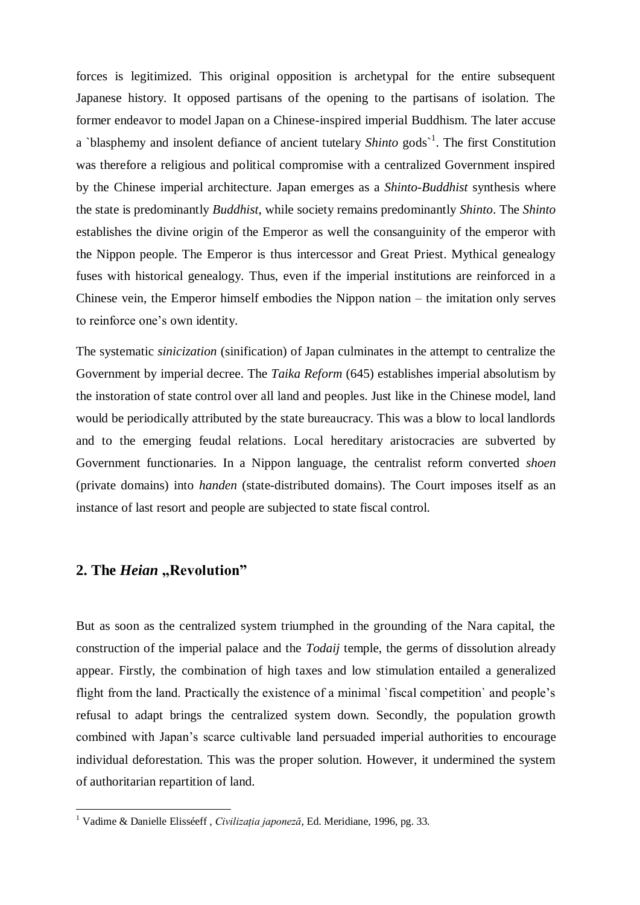forces is legitimized. This original opposition is archetypal for the entire subsequent Japanese history. It opposed partisans of the opening to the partisans of isolation. The former endeavor to model Japan on a Chinese-inspired imperial Buddhism. The later accuse a `blasphemy and insolent defiance of ancient tutelary *Shinto* gods`[1]. The first Constitution was therefore a religious and political compromise with a centralized Government inspired by the Chinese imperial architecture. Japan emerges as a *Shinto-Buddhist* synthesis where the state is predominantly *Buddhist*, while society remains predominantly *Shinto*. The *Shinto* establishes the divine origin of the Emperor as well the consanguinity of the emperor with the Nippon people. The Emperor is thus intercessor and Great Priest. Mythical genealogy fuses with historical genealogy. Thus, even if the imperial institutions are reinforced in a Chinese vein, the Emperor himself embodies the Nippon nation – the imitation only serves to reinforce one's own identity.

The systematic *sinicization* (sinification) of Japan culminates in the attempt to centralize the Government by imperial decree. The *Taika Reform* (645) establishes imperial absolutism by the instoration of state control over all land and peoples. Just like in the Chinese model, land would be periodically attributed by the state bureaucracy. This was a blow to local landlords and to the emerging feudal relations. Local hereditary aristocracies are subverted by Government functionaries. In a Nippon language, the centralist reform converted *shoen* (private domains) into *handen* (state-distributed domains). The Court imposes itself as an instance of last resort and people are subjected to state fiscal control.

## 2. The *Heian* „Revolution"

But as soon as the centralized system triumphed in the grounding of the Nara capital, the construction of the imperial palace and the *Todaij* temple, the germs of dissolution already appear. Firstly, the combination of high taxes and low stimulation entailed a generalized flight from the land. Practically the existence of a minimal `fiscal competition` and people's refusal to adapt brings the centralized system down. Secondly, the population growth combined with Japan's scarce cultivable land persuaded imperial authorities to encourage individual deforestation. This was the proper solution. However, it undermined the system of authoritarian repartition of land.

---

[1] Vadime & Danielle Elisséeff , *Civilizația japoneză*, Ed. Meridiane, 1996, pg. 33.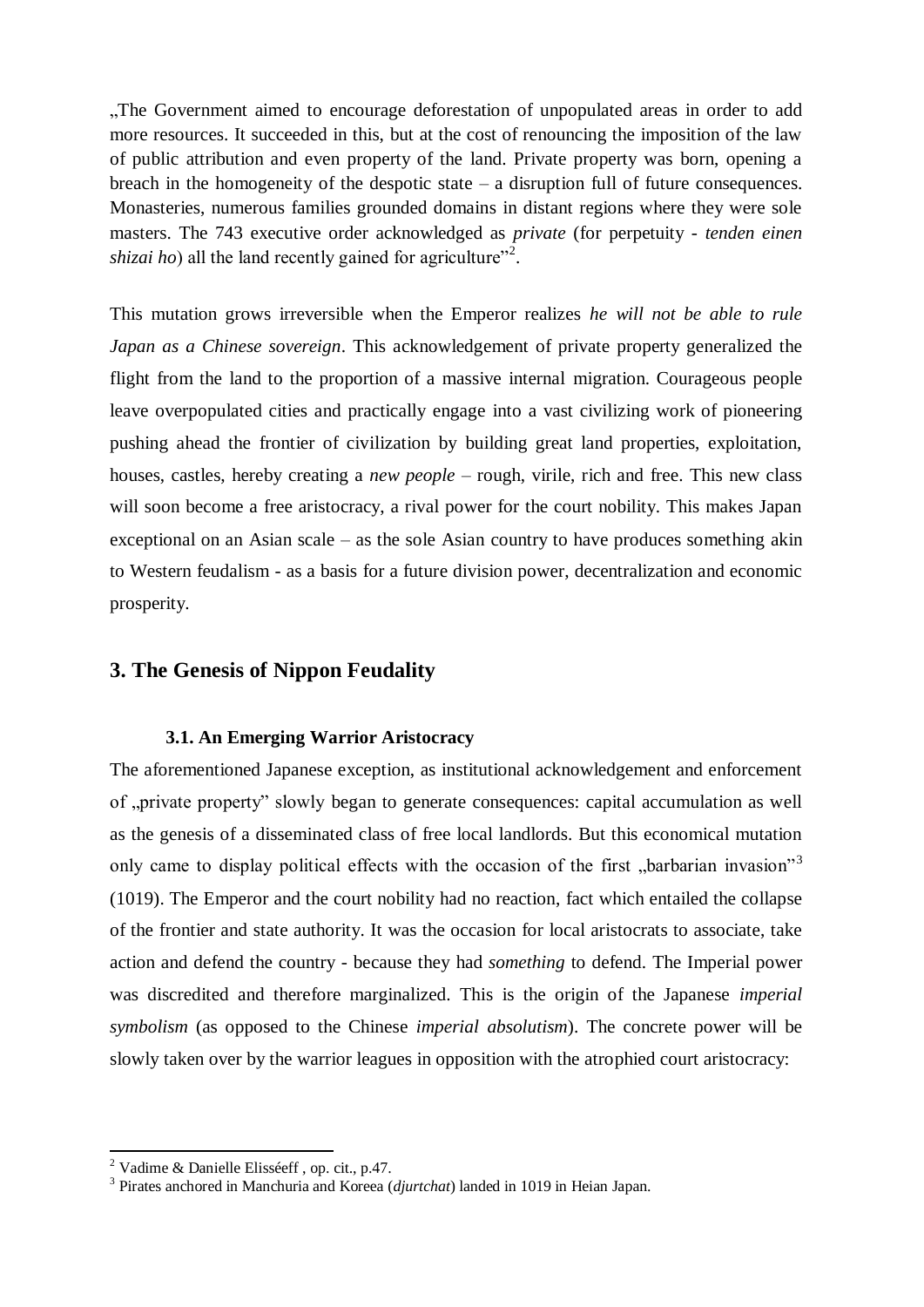„The Government aimed to encourage deforestation of unpopulated areas in order to add more resources. It succeeded in this, but at the cost of renouncing the imposition of the law of public attribution and even property of the land. Private property was born, opening a breach in the homogeneity of the despotic state – a disruption full of future consequences. Monasteries, numerous families grounded domains in distant regions where they were sole masters. The 743 executive order acknowledged as *private* (for perpetuity - *tenden einen shizai ho*) all the land recently gained for agriculture"[2].

This mutation grows irreversible when the Emperor realizes *he will not be able to rule Japan as a Chinese sovereign*. This acknowledgement of private property generalized the flight from the land to the proportion of a massive internal migration. Courageous people leave overpopulated cities and practically engage into a vast civilizing work of pioneering pushing ahead the frontier of civilization by building great land properties, exploitation, houses, castles, hereby creating a *new people* – rough, virile, rich and free. This new class will soon become a free aristocracy, a rival power for the court nobility. This makes Japan exceptional on an Asian scale – as the sole Asian country to have produces something akin to Western feudalism - as a basis for a future division power, decentralization and economic prosperity.

## 3. The Genesis of Nippon Feudality

### 3.1. An Emerging Warrior Aristocracy

The aforementioned Japanese exception, as institutional acknowledgement and enforcement of „private property" slowly began to generate consequences: capital accumulation as well as the genesis of a disseminated class of free local landlords. But this economical mutation only came to display political effects with the occasion of the first „barbarian invasion"[3] (1019). The Emperor and the court nobility had no reaction, fact which entailed the collapse of the frontier and state authority. It was the occasion for local aristocrats to associate, take action and defend the country - because they had *something* to defend. The Imperial power was discredited and therefore marginalized. This is the origin of the Japanese *imperial symbolism* (as opposed to the Chinese *imperial absolutism*). The concrete power will be slowly taken over by the warrior leagues in opposition with the atrophied court aristocracy:

---

[2] Vadime & Danielle Elisséeff , op. cit., p.47.

[3] Pirates anchored in Manchuria and Koreea (*djurtchat*) landed in 1019 in Heian Japan.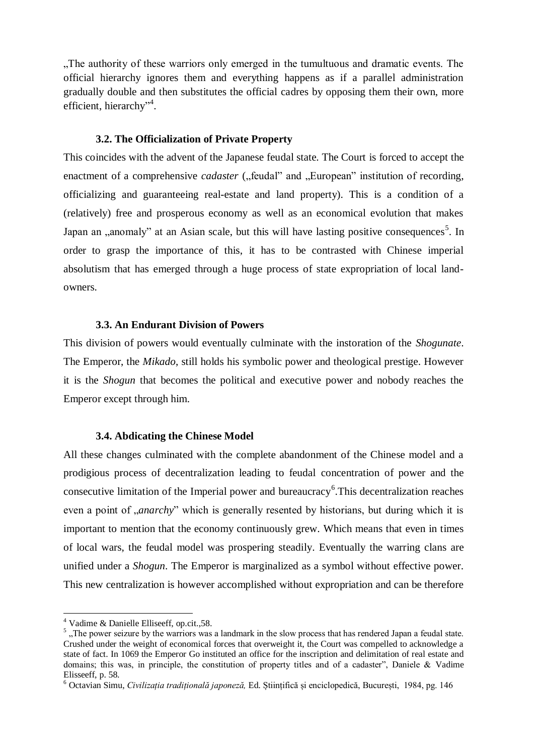„The authority of these warriors only emerged in the tumultuous and dramatic events. The official hierarchy ignores them and everything happens as if a parallel administration gradually double and then substitutes the official cadres by opposing them their own, more efficient, hierarchy"[4].

### 3.2. The Officialization of Private Property

This coincides with the advent of the Japanese feudal state. The Court is forced to accept the enactment of a comprehensive *cadaster* („feudal" and „European" institution of recording, officializing and guaranteeing real-estate and land property). This is a condition of a (relatively) free and prosperous economy as well as an economical evolution that makes Japan an „anomaly" at an Asian scale, but this will have lasting positive consequences[5]. In order to grasp the importance of this, it has to be contrasted with Chinese imperial absolutism that has emerged through a huge process of state expropriation of local land-owners.

### 3.3. An Endurant Division of Powers

This division of powers would eventually culminate with the instoration of the *Shogunate*. The Emperor, the *Mikado*, still holds his symbolic power and theological prestige. However it is the *Shogun* that becomes the political and executive power and nobody reaches the Emperor except through him.

### 3.4. Abdicating the Chinese Model

All these changes culminated with the complete abandonment of the Chinese model and a prodigious process of decentralization leading to feudal concentration of power and the consecutive limitation of the Imperial power and bureaucracy[6].This decentralization reaches even a point of „*anarchy*" which is generally resented by historians, but during which it is important to mention that the economy continuously grew. Which means that even in times of local wars, the feudal model was prospering steadily. Eventually the warring clans are unified under a *Shogun*. The Emperor is marginalized as a symbol without effective power. This new centralization is however accomplished without expropriation and can be therefore

---

[4] Vadime & Danielle Elliseeff, op.cit.,58.

[5] „The power seizure by the warriors was a landmark in the slow process that has rendered Japan a feudal state. Crushed under the weight of economical forces that overweight it, the Court was compelled to acknowledge a state of fact. In 1069 the Emperor Go instituted an office for the inscription and delimitation of real estate and domains; this was, in principle, the constitution of property titles and of a cadaster", Daniele & Vadime Elisseeff, p. 58.

[6] Octavian Simu, *Civilizația tradițională japoneză,* Ed. Științifică și enciclopedică, București, 1984, pg. 146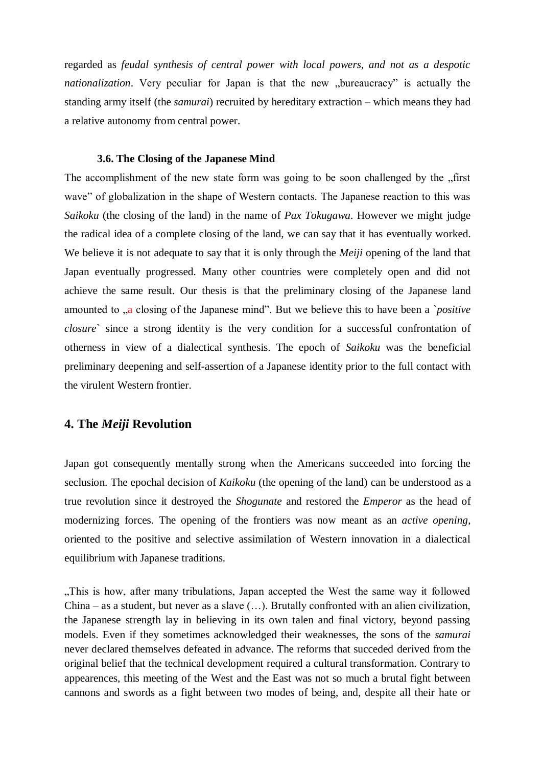regarded as *feudal synthesis of central power with local powers, and not as a despotic nationalization*. Very peculiar for Japan is that the new „bureaucracy" is actually the standing army itself (the *samurai*) recruited by hereditary extraction – which means they had a relative autonomy from central power.

### 3.6. The Closing of the Japanese Mind

The accomplishment of the new state form was going to be soon challenged by the „first wave" of globalization in the shape of Western contacts. The Japanese reaction to this was *Saikoku* (the closing of the land) in the name of *Pax Tokugawa*. However we might judge the radical idea of a complete closing of the land, we can say that it has eventually worked. We believe it is not adequate to say that it is only through the *Meiji* opening of the land that Japan eventually progressed. Many other countries were completely open and did not achieve the same result. Our thesis is that the preliminary closing of the Japanese land amounted to „a closing of the Japanese mind". But we believe this to have been a `*positive closure*` since a strong identity is the very condition for a successful confrontation of otherness in view of a dialectical synthesis. The epoch of *Saikoku* was the beneficial preliminary deepening and self-assertion of a Japanese identity prior to the full contact with the virulent Western frontier.

## 4. The *Meiji* Revolution

Japan got consequently mentally strong when the Americans succeeded into forcing the seclusion. The epochal decision of *Kaikoku* (the opening of the land) can be understood as a true revolution since it destroyed the *Shogunate* and restored the *Emperor* as the head of modernizing forces. The opening of the frontiers was now meant as an *active opening*, oriented to the positive and selective assimilation of Western innovation in a dialectical equilibrium with Japanese traditions.

„This is how, after many tribulations, Japan accepted the West the same way it followed China – as a student, but never as a slave (…). Brutally confronted with an alien civilization, the Japanese strength lay in believing in its own talen and final victory, beyond passing models. Even if they sometimes acknowledged their weaknesses, the sons of the *samurai* never declared themselves defeated in advance. The reforms that succeded derived from the original belief that the technical development required a cultural transformation. Contrary to appearences, this meeting of the West and the East was not so much a brutal fight between cannons and swords as a fight between two modes of being, and, despite all their hate or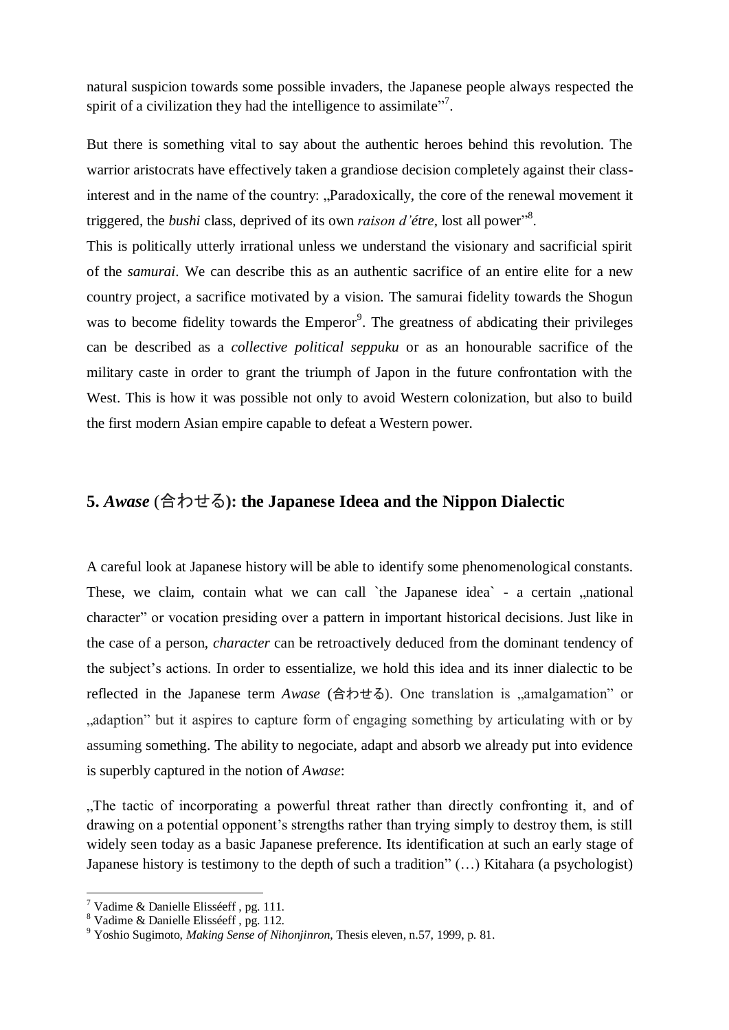natural suspicion towards some possible invaders, the Japanese people always respected the spirit of a civilization they had the intelligence to assimilate"[7].

But there is something vital to say about the authentic heroes behind this revolution. The warrior aristocrats have effectively taken a grandiose decision completely against their class-interest and in the name of the country: „Paradoxically, the core of the renewal movement it triggered, the *bushi* class, deprived of its own *raison d'étre*, lost all power"[8].

This is politically utterly irrational unless we understand the visionary and sacrificial spirit of the *samurai*. We can describe this as an authentic sacrifice of an entire elite for a new country project, a sacrifice motivated by a vision. The samurai fidelity towards the Shogun was to become fidelity towards the Emperor[9]. The greatness of abdicating their privileges can be described as a *collective political seppuku* or as an honourable sacrifice of the military caste in order to grant the triumph of Japon in the future confrontation with the West. This is how it was possible not only to avoid Western colonization, but also to build the first modern Asian empire capable to defeat a Western power.

## 5. *Awase* (合わせる): the Japanese Ideea and the Nippon Dialectic

A careful look at Japanese history will be able to identify some phenomenological constants. These, we claim, contain what we can call `the Japanese idea` - a certain „national character" or vocation presiding over a pattern in important historical decisions. Just like in the case of a person, *character* can be retroactively deduced from the dominant tendency of the subject's actions. In order to essentialize, we hold this idea and its inner dialectic to be reflected in the Japanese term *Awase* (合わせる). One translation is „amalgamation" or „adaption" but it aspires to capture form of engaging something by articulating with or by assuming something. The ability to negociate, adapt and absorb we already put into evidence is superbly captured in the notion of *Awase*:

„The tactic of incorporating a powerful threat rather than directly confronting it, and of drawing on a potential opponent's strengths rather than trying simply to destroy them, is still widely seen today as a basic Japanese preference. Its identification at such an early stage of Japanese history is testimony to the depth of such a tradition" (…) Kitahara (a psychologist)

---

[7] Vadime & Danielle Elisséeff , pg. 111.

[8] Vadime & Danielle Elisséeff , pg. 112.

[9] Yoshio Sugimoto, *Making Sense of Nihonjinron*, Thesis eleven, n.57, 1999, p. 81.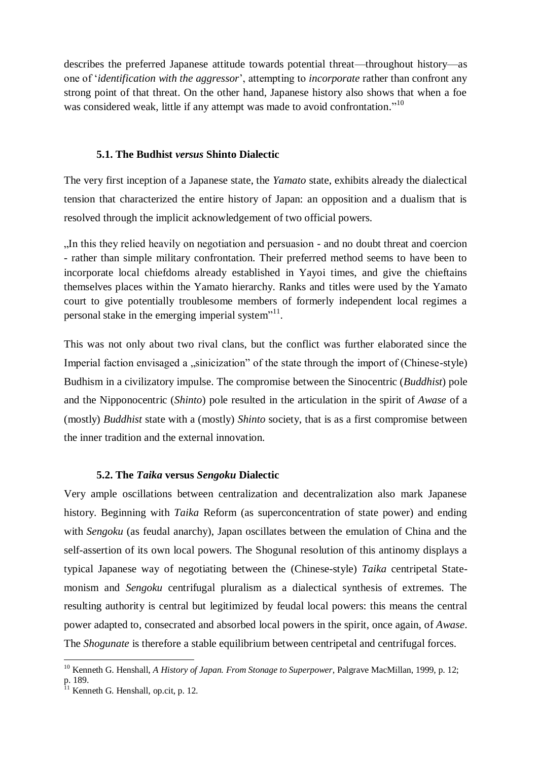describes the preferred Japanese attitude towards potential threat—throughout history—as one of '*identification with the aggressor*', attempting to *incorporate* rather than confront any strong point of that threat. On the other hand, Japanese history also shows that when a foe was considered weak, little if any attempt was made to avoid confrontation."[10]

### 5.1. The Budhist *versus* Shinto Dialectic

The very first inception of a Japanese state, the *Yamato* state, exhibits already the dialectical tension that characterized the entire history of Japan: an opposition and a dualism that is resolved through the implicit acknowledgement of two official powers.

„In this they relied heavily on negotiation and persuasion - and no doubt threat and coercion - rather than simple military confrontation. Their preferred method seems to have been to incorporate local chiefdoms already established in Yayoi times, and give the chieftains themselves places within the Yamato hierarchy. Ranks and titles were used by the Yamato court to give potentially troublesome members of formerly independent local regimes a personal stake in the emerging imperial system"[11].

This was not only about two rival clans, but the conflict was further elaborated since the Imperial faction envisaged a „sinicization" of the state through the import of (Chinese-style) Budhism in a civilizatory impulse. The compromise between the Sinocentric (*Buddhist*) pole and the Nipponocentric (*Shinto*) pole resulted in the articulation in the spirit of *Awase* of a (mostly) *Buddhist* state with a (mostly) *Shinto* society, that is as a first compromise between the inner tradition and the external innovation.

### 5.2. The *Taika* versus *Sengoku* Dialectic

Very ample oscillations between centralization and decentralization also mark Japanese history. Beginning with *Taika* Reform (as superconcentration of state power) and ending with *Sengoku* (as feudal anarchy), Japan oscillates between the emulation of China and the self-assertion of its own local powers. The Shogunal resolution of this antinomy displays a typical Japanese way of negotiating between the (Chinese-style) *Taika* centripetal State-monism and *Sengoku* centrifugal pluralism as a dialectical synthesis of extremes. The resulting authority is central but legitimized by feudal local powers: this means the central power adapted to, consecrated and absorbed local powers in the spirit, once again, of *Awase*. The *Shogunate* is therefore a stable equilibrium between centripetal and centrifugal forces.

---

[10] Kenneth G. Henshall, *A History of Japan. From Stonage to Superpower*, Palgrave MacMillan, 1999, p. 12; p. 189.

[11] Kenneth G. Henshall, op.cit, p. 12.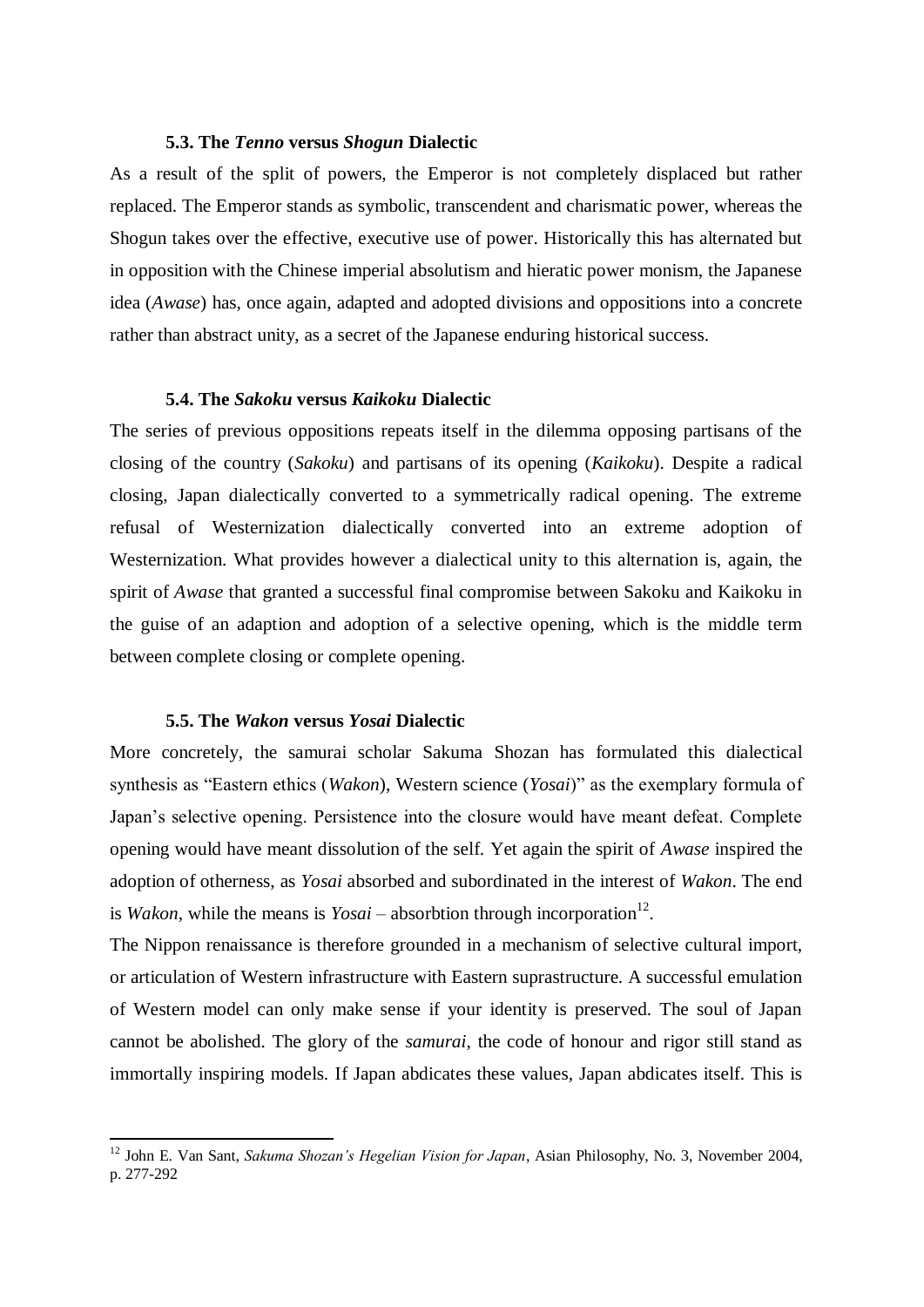### 5.3. The *Tenno* versus *Shogun* Dialectic

As a result of the split of powers, the Emperor is not completely displaced but rather replaced. The Emperor stands as symbolic, transcendent and charismatic power, whereas the Shogun takes over the effective, executive use of power. Historically this has alternated but in opposition with the Chinese imperial absolutism and hieratic power monism, the Japanese idea (*Awase*) has, once again, adapted and adopted divisions and oppositions into a concrete rather than abstract unity, as a secret of the Japanese enduring historical success.

### 5.4. The *Sakoku* versus *Kaikoku* Dialectic

The series of previous oppositions repeats itself in the dilemma opposing partisans of the closing of the country (*Sakoku*) and partisans of its opening (*Kaikoku*). Despite a radical closing, Japan dialectically converted to a symmetrically radical opening. The extreme refusal of Westernization dialectically converted into an extreme adoption of Westernization. What provides however a dialectical unity to this alternation is, again, the spirit of *Awase* that granted a successful final compromise between Sakoku and Kaikoku in the guise of an adaption and adoption of a selective opening, which is the middle term between complete closing or complete opening.

### 5.5. The *Wakon* versus *Yosai* Dialectic

More concretely, the samurai scholar Sakuma Shozan has formulated this dialectical synthesis as "Eastern ethics (*Wakon*), Western science (*Yosai*)" as the exemplary formula of Japan's selective opening. Persistence into the closure would have meant defeat. Complete opening would have meant dissolution of the self. Yet again the spirit of *Awase* inspired the adoption of otherness, as *Yosai* absorbed and subordinated in the interest of *Wakon*. The end is *Wakon*, while the means is *Yosai* – absorbtion through incorporation[12].

The Nippon renaissance is therefore grounded in a mechanism of selective cultural import, or articulation of Western infrastructure with Eastern suprastructure. A successful emulation of Western model can only make sense if your identity is preserved. The soul of Japan cannot be abolished. The glory of the *samurai*, the code of honour and rigor still stand as immortally inspiring models. If Japan abdicates these values, Japan abdicates itself. This is

---

[12] John E. Van Sant, *Sakuma Shozan's Hegelian Vision for Japan*, Asian Philosophy, No. 3, November 2004, p. 277-292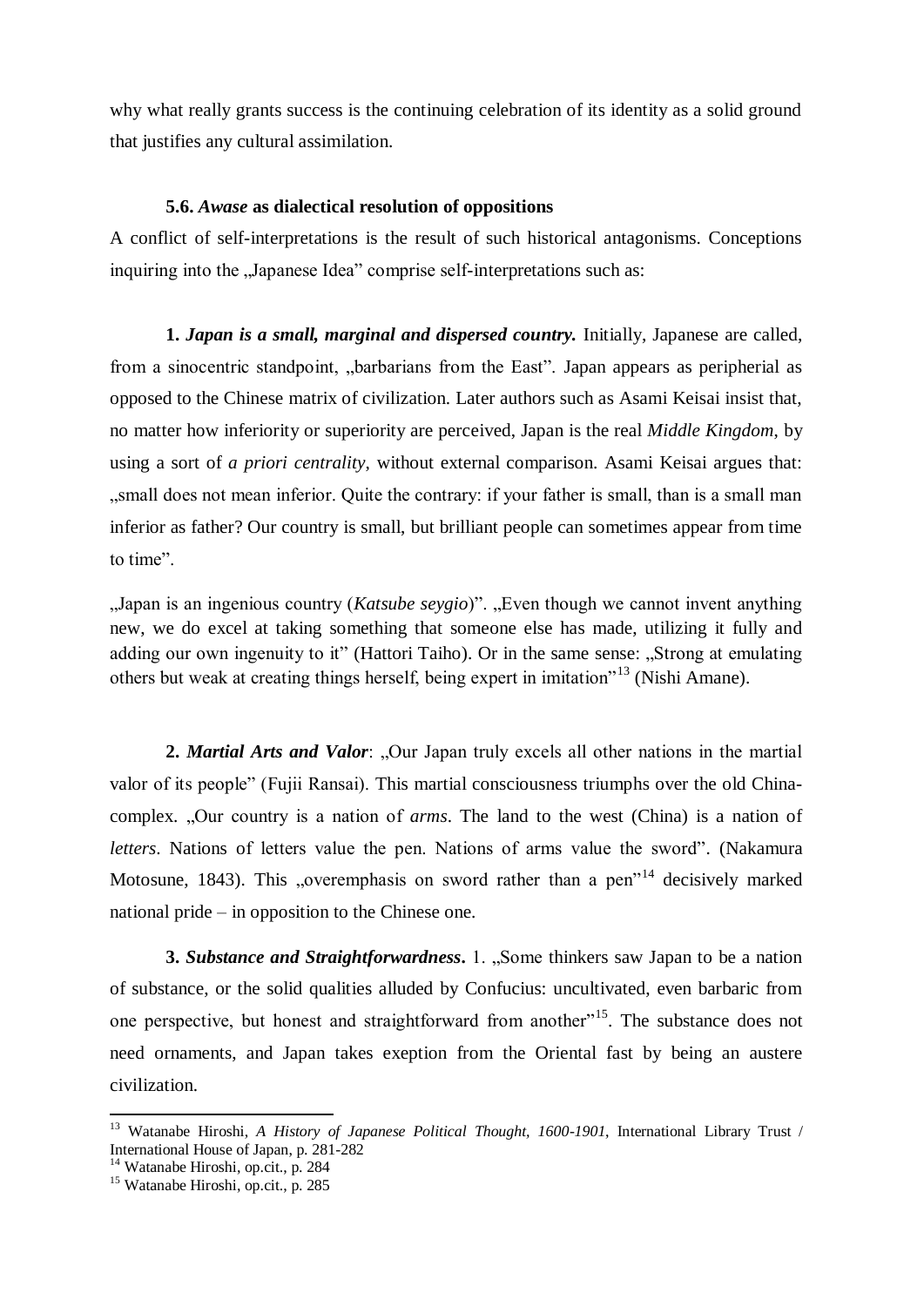why what really grants success is the continuing celebration of its identity as a solid ground that justifies any cultural assimilation.

### 5.6. *Awase* as dialectical resolution of oppositions

A conflict of self-interpretations is the result of such historical antagonisms. Conceptions inquiring into the „Japanese Idea" comprise self-interpretations such as:

**1. *Japan is a small, marginal and dispersed country.*** Initially, Japanese are called, from a sinocentric standpoint, „barbarians from the East". Japan appears as peripherial as opposed to the Chinese matrix of civilization. Later authors such as Asami Keisai insist that, no matter how inferiority or superiority are perceived, Japan is the real *Middle Kingdom*, by using a sort of *a priori centrality*, without external comparison. Asami Keisai argues that: „small does not mean inferior. Quite the contrary: if your father is small, than is a small man inferior as father? Our country is small, but brilliant people can sometimes appear from time to time".

„Japan is an ingenious country (*Katsube seygio*)". „Even though we cannot invent anything new, we do excel at taking something that someone else has made, utilizing it fully and adding our own ingenuity to it" (Hattori Taiho). Or in the same sense: „Strong at emulating others but weak at creating things herself, being expert in imitation"[13] (Nishi Amane).

**2. *Martial Arts and Valor*:** „Our Japan truly excels all other nations in the martial valor of its people" (Fujii Ransai). This martial consciousness triumphs over the old China-complex. „Our country is a nation of *arms*. The land to the west (China) is a nation of *letters*. Nations of letters value the pen. Nations of arms value the sword". (Nakamura Motosune, 1843). This „overemphasis on sword rather than a pen"[14] decisively marked national pride – in opposition to the Chinese one.

**3. *Substance and Straightforwardness*.** 1. „Some thinkers saw Japan to be a nation of substance, or the solid qualities alluded by Confucius: uncultivated, even barbaric from one perspective, but honest and straightforward from another"[15]. The substance does not need ornaments, and Japan takes exeption from the Oriental fast by being an austere civilization.

---

[13] Watanabe Hiroshi, *A History of Japanese Political Thought, 1600-1901*, International Library Trust / International House of Japan, p. 281-282

[14] Watanabe Hiroshi, op.cit., p. 284

[15] Watanabe Hiroshi, op.cit., p. 285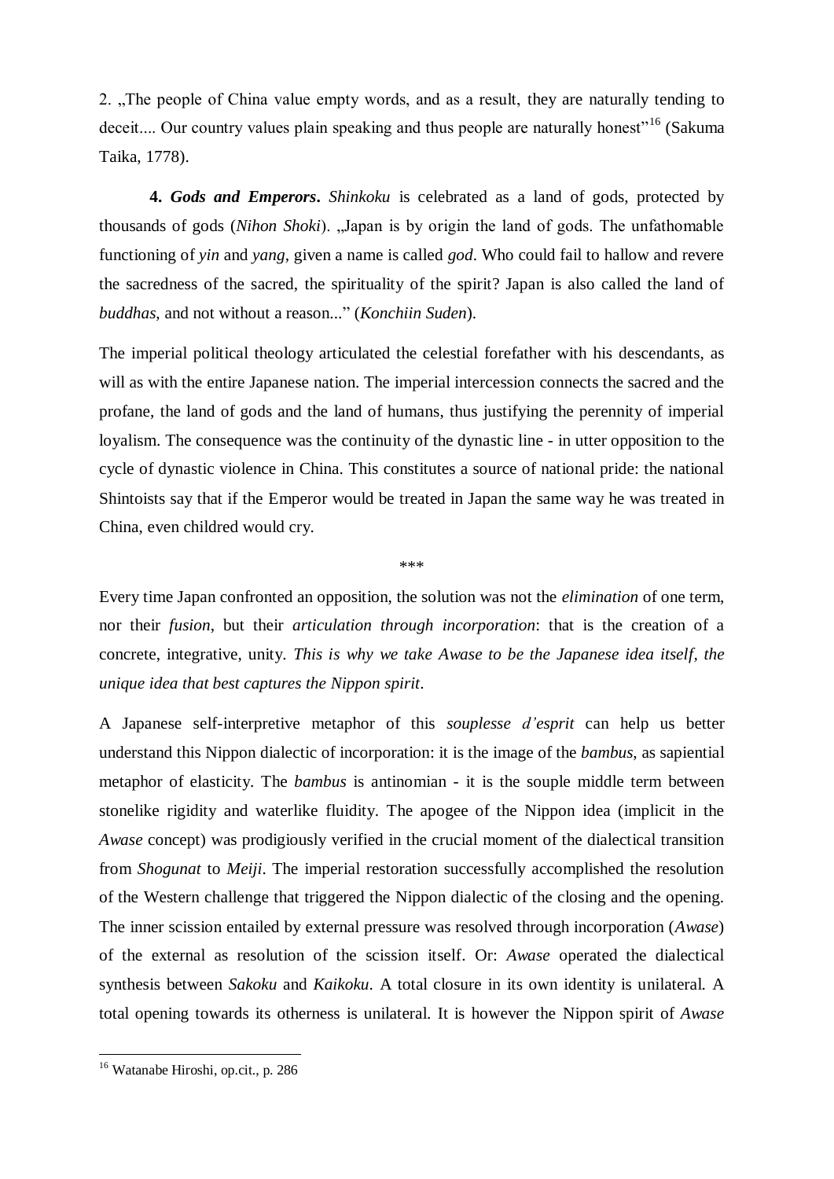2. „The people of China value empty words, and as a result, they are naturally tending to deceit.... Our country values plain speaking and thus people are naturally honest"[16] (Sakuma Taika, 1778).

**4. *Gods and Emperors*.** *Shinkoku* is celebrated as a land of gods, protected by thousands of gods (*Nihon Shoki*). „Japan is by origin the land of gods. The unfathomable functioning of *yin* and *yang*, given a name is called *god*. Who could fail to hallow and revere the sacredness of the sacred, the spirituality of the spirit? Japan is also called the land of *buddhas*, and not without a reason..." (*Konchiin Suden*).

The imperial political theology articulated the celestial forefather with his descendants, as will as with the entire Japanese nation. The imperial intercession connects the sacred and the profane, the land of gods and the land of humans, thus justifying the perennity of imperial loyalism. The consequence was the continuity of the dynastic line - in utter opposition to the cycle of dynastic violence in China. This constitutes a source of national pride: the national Shintoists say that if the Emperor would be treated in Japan the same way he was treated in China, even childred would cry.

***

Every time Japan confronted an opposition, the solution was not the *elimination* of one term, nor their *fusion*, but their *articulation through incorporation*: that is the creation of a concrete, integrative, unity. *This is why we take Awase to be the Japanese idea itself, the unique idea that best captures the Nippon spirit*.

A Japanese self-interpretive metaphor of this *souplesse d'esprit* can help us better understand this Nippon dialectic of incorporation: it is the image of the *bambus*, as sapiential metaphor of elasticity. The *bambus* is antinomian - it is the souple middle term between stonelike rigidity and waterlike fluidity. The apogee of the Nippon idea (implicit in the *Awase* concept) was prodigiously verified in the crucial moment of the dialectical transition from *Shogunat* to *Meiji*. The imperial restoration successfully accomplished the resolution of the Western challenge that triggered the Nippon dialectic of the closing and the opening. The inner scission entailed by external pressure was resolved through incorporation (*Awase*) of the external as resolution of the scission itself. Or: *Awase* operated the dialectical synthesis between *Sakoku* and *Kaikoku*. A total closure in its own identity is unilateral. A total opening towards its otherness is unilateral. It is however the Nippon spirit of *Awase*

[16] Watanabe Hiroshi, op.cit., p. 286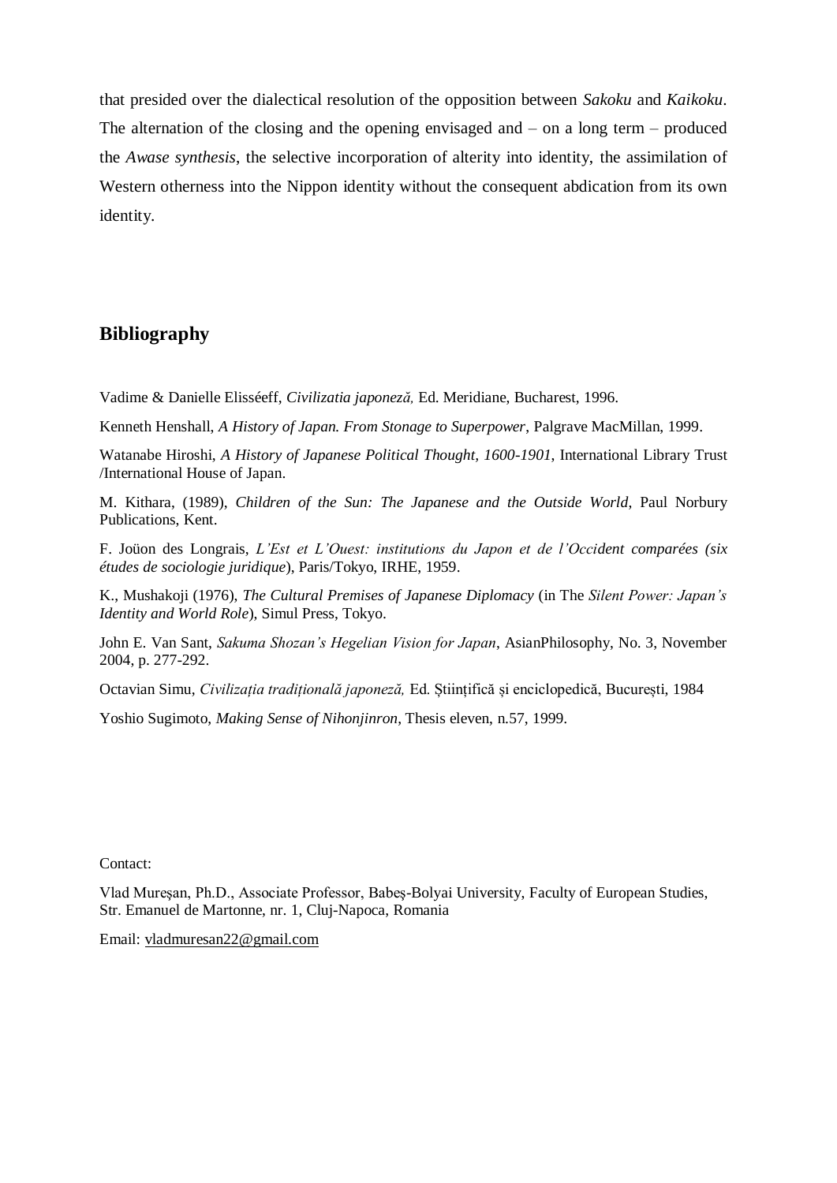that presided over the dialectical resolution of the opposition between *Sakoku* and *Kaikoku*. The alternation of the closing and the opening envisaged and – on a long term – produced the *Awase synthesis*, the selective incorporation of alterity into identity, the assimilation of Western otherness into the Nippon identity without the consequent abdication from its own identity.

## Bibliography

Vadime & Danielle Elisséeff, *Civilizatia japoneză,* Ed. Meridiane, Bucharest, 1996.

Kenneth Henshall, *A History of Japan. From Stonage to Superpower*, Palgrave MacMillan, 1999.

Watanabe Hiroshi, *A History of Japanese Political Thought, 1600-1901*, International Library Trust /International House of Japan.

M. Kithara, (1989), *Children of the Sun: The Japanese and the Outside World*, Paul Norbury Publications, Kent.

F. Joüon des Longrais, *L'Est et L'Ouest: institutions du Japon et de l'Occident comparées (six études de sociologie juridique*), Paris/Tokyo, IRHE, 1959.

K., Mushakoji (1976), *The Cultural Premises of Japanese Diplomacy* (in The *Silent Power: Japan's Identity and World Role*), Simul Press, Tokyo.

John E. Van Sant, *Sakuma Shozan's Hegelian Vision for Japan*, AsianPhilosophy, No. 3, November 2004, p. 277-292.

Octavian Simu, *Civilizația tradițională japoneză,* Ed. Științifică și enciclopedică, București, 1984

Yoshio Sugimoto, *Making Sense of Nihonjinron*, Thesis eleven, n.57, 1999.

Contact:

Vlad Mureşan, Ph.D., Associate Professor, Babeş-Bolyai University, Faculty of European Studies, Str. Emanuel de Martonne, nr. 1, Cluj-Napoca, Romania

Email: vladmuresan22@gmail.com